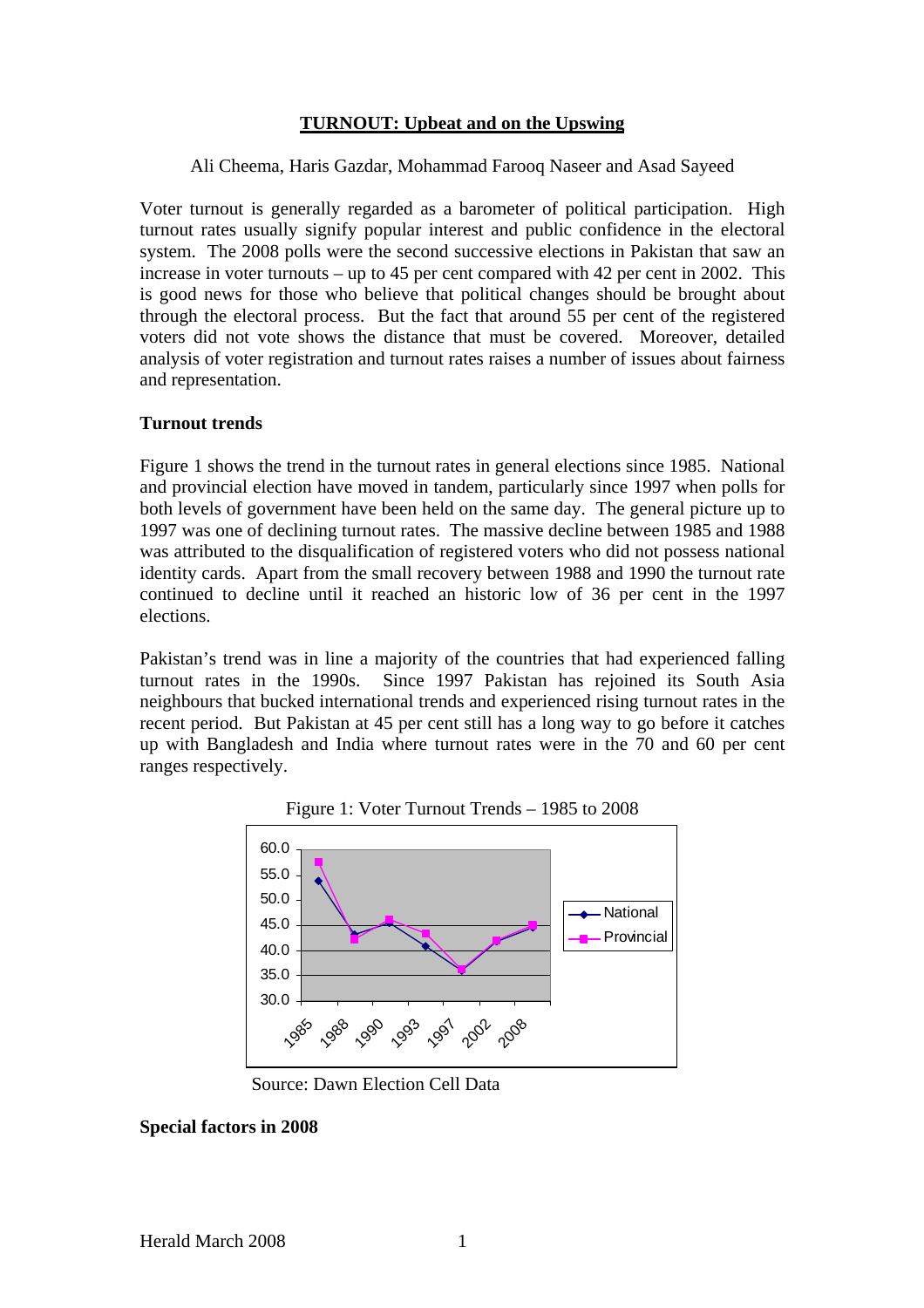# TURNOUT: Upbeat and on the Upswing

Ali Cheema, Haris Gazdar, Mohammad Farooq Naseer and Asad Sayeed

Voter turnout is generally regarded as a barometer of political participation. High turnout rates usually signify popular interest and public confidence in the electoral system. The 2008 polls were the second successive elections in Pakistan that saw an increase in voter turnouts – up to 45 per cent compared with 42 per cent in 2002. This is good news for those who believe that political changes should be brought about through the electoral process. But the fact that around 55 per cent of the registered voters did not vote shows the distance that must be covered. Moreover, detailed analysis of voter registration and turnout rates raises a number of issues about fairness and representation.

## Turnout trends

Figure 1 shows the trend in the turnout rates in general elections since 1985. National and provincial election have moved in tandem, particularly since 1997 when polls for both levels of government have been held on the same day. The general picture up to 1997 was one of declining turnout rates. The massive decline between 1985 and 1988 was attributed to the disqualification of registered voters who did not possess national identity cards. Apart from the small recovery between 1988 and 1990 the turnout rate continued to decline until it reached an historic low of 36 per cent in the 1997 elections.

Pakistan's trend was in line a majority of the countries that had experienced falling turnout rates in the 1990s. Since 1997 Pakistan has rejoined its South Asia neighbours that bucked international trends and experienced rising turnout rates in the recent period. But Pakistan at 45 per cent still has a long way to go before it catches up with Bangladesh and India where turnout rates were in the 70 and 60 per cent ranges respectively.

Figure 1: Voter Turnout Trends – 1985 to 2008

Source: Dawn Election Cell Data

## Special factors in 2008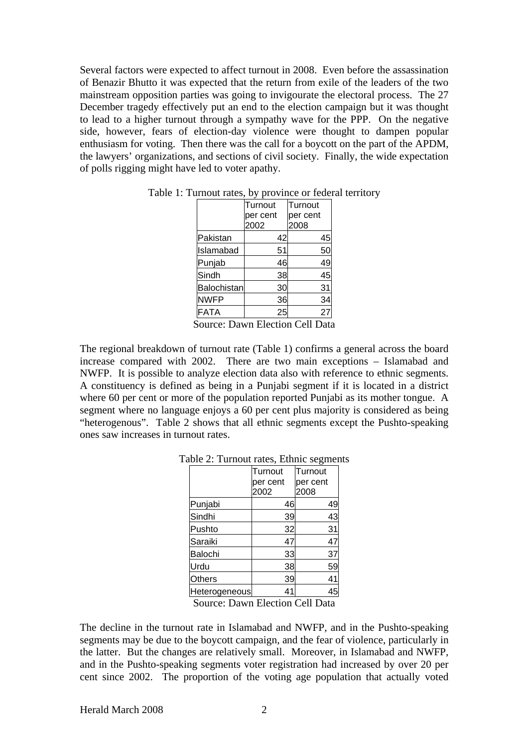Several factors were expected to affect turnout in 2008. Even before the assassination of Benazir Bhutto it was expected that the return from exile of the leaders of the two mainstream opposition parties was going to invigourate the electoral process. The 27 December tragedy effectively put an end to the election campaign but it was thought to lead to a higher turnout through a sympathy wave for the PPP. On the negative side, however, fears of election-day violence were thought to dampen popular enthusiasm for voting. Then there was the call for a boycott on the part of the APDM, the lawyers' organizations, and sections of civil society. Finally, the wide expectation of polls rigging might have led to voter apathy.

Table 1: Turnout rates, by province or federal territory

| | Turnout per cent 2002 | Turnout per cent 2008 |
|---|---|---|
| Pakistan | 42 | 45 |
| Islamabad | 51 | 50 |
| Punjab | 46 | 49 |
| Sindh | 38 | 45 |
| Balochistan | 30 | 31 |
| NWFP | 36 | 34 |
| FATA | 25 | 27 |

Source: Dawn Election Cell Data

The regional breakdown of turnout rate (Table 1) confirms a general across the board increase compared with 2002. There are two main exceptions – Islamabad and NWFP. It is possible to analyze election data also with reference to ethnic segments. A constituency is defined as being in a Punjabi segment if it is located in a district where 60 per cent or more of the population reported Punjabi as its mother tongue. A segment where no language enjoys a 60 per cent plus majority is considered as being "heterogenous". Table 2 shows that all ethnic segments except the Pushto-speaking ones saw increases in turnout rates.

Table 2: Turnout rates, Ethnic segments

| | Turnout per cent 2002 | Turnout per cent 2008 |
|---|---|---|
| Punjabi | 46 | 49 |
| Sindhi | 39 | 43 |
| Pushto | 32 | 31 |
| Saraiki | 47 | 47 |
| Balochi | 33 | 37 |
| Urdu | 38 | 59 |
| Others | 39 | 41 |
| Heterogeneous | 41 | 45 |

Source: Dawn Election Cell Data

The decline in the turnout rate in Islamabad and NWFP, and in the Pushto-speaking segments may be due to the boycott campaign, and the fear of violence, particularly in the latter. But the changes are relatively small. Moreover, in Islamabad and NWFP, and in the Pushto-speaking segments voter registration had increased by over 20 per cent since 2002. The proportion of the voting age population that actually voted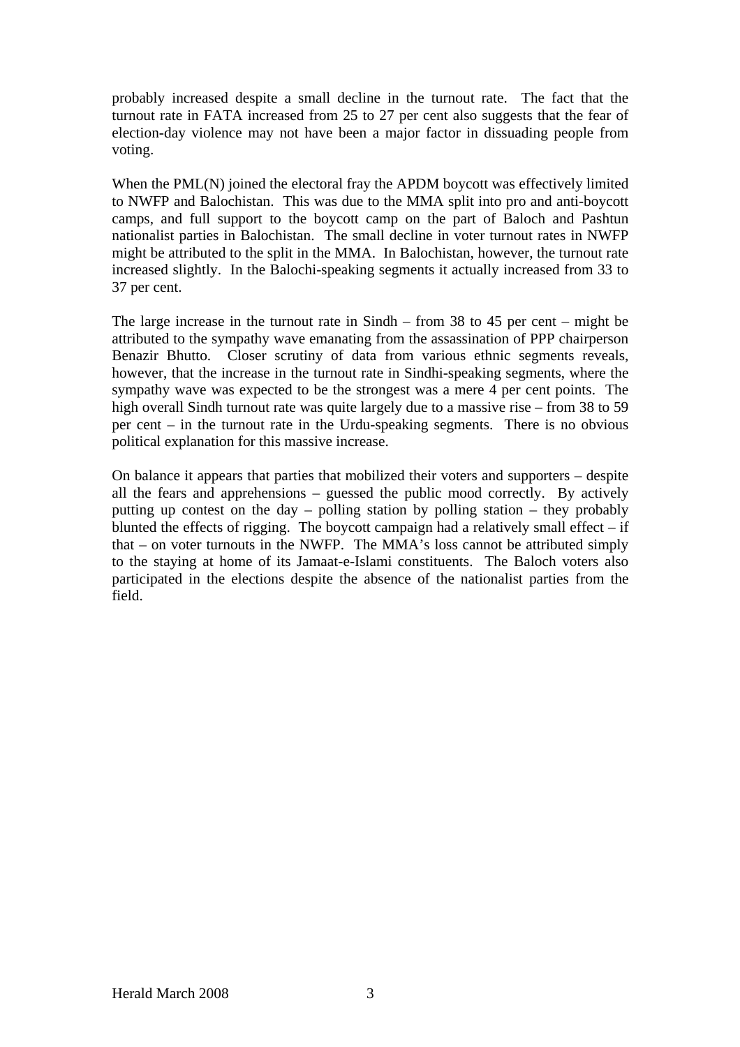probably increased despite a small decline in the turnout rate. The fact that the turnout rate in FATA increased from 25 to 27 per cent also suggests that the fear of election-day violence may not have been a major factor in dissuading people from voting.

When the PML(N) joined the electoral fray the APDM boycott was effectively limited to NWFP and Balochistan. This was due to the MMA split into pro and anti-boycott camps, and full support to the boycott camp on the part of Baloch and Pashtun nationalist parties in Balochistan. The small decline in voter turnout rates in NWFP might be attributed to the split in the MMA. In Balochistan, however, the turnout rate increased slightly. In the Balochi-speaking segments it actually increased from 33 to 37 per cent.

The large increase in the turnout rate in Sindh – from 38 to 45 per cent – might be attributed to the sympathy wave emanating from the assassination of PPP chairperson Benazir Bhutto. Closer scrutiny of data from various ethnic segments reveals, however, that the increase in the turnout rate in Sindhi-speaking segments, where the sympathy wave was expected to be the strongest was a mere 4 per cent points. The high overall Sindh turnout rate was quite largely due to a massive rise – from 38 to 59 per cent – in the turnout rate in the Urdu-speaking segments. There is no obvious political explanation for this massive increase.

On balance it appears that parties that mobilized their voters and supporters – despite all the fears and apprehensions – guessed the public mood correctly. By actively putting up contest on the day – polling station by polling station – they probably blunted the effects of rigging. The boycott campaign had a relatively small effect – if that – on voter turnouts in the NWFP. The MMA's loss cannot be attributed simply to the staying at home of its Jamaat-e-Islami constituents. The Baloch voters also participated in the elections despite the absence of the nationalist parties from the field.